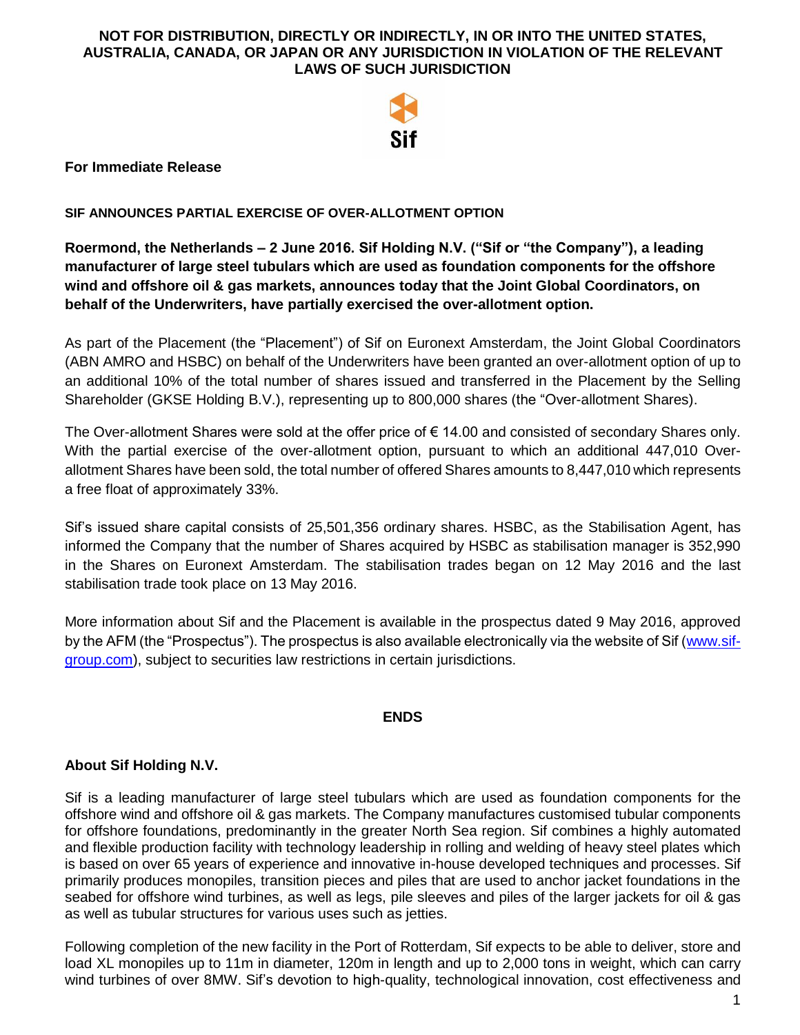**NOT FOR DISTRIBUTION, DIRECTLY OR INDIRECTLY, IN OR INTO THE UNITED STATES, AUSTRALIA, CANADA, OR JAPAN OR ANY JURISDICTION IN VIOLATION OF THE RELEVANT LAWS OF SUCH JURISDICTION**

Sif

**For Immediate Release**

**SIF ANNOUNCES PARTIAL EXERCISE OF OVER-ALLOTMENT OPTION**

**Roermond, the Netherlands – 2 June 2016. Sif Holding N.V. ("Sif or "the Company"), a leading manufacturer of large steel tubulars which are used as foundation components for the offshore wind and offshore oil & gas markets, announces today that the Joint Global Coordinators, on behalf of the Underwriters, have partially exercised the over-allotment option.**

As part of the Placement (the "Placement") of Sif on Euronext Amsterdam, the Joint Global Coordinators (ABN AMRO and HSBC) on behalf of the Underwriters have been granted an over-allotment option of up to an additional 10% of the total number of shares issued and transferred in the Placement by the Selling Shareholder (GKSE Holding B.V.), representing up to 800,000 shares (the "Over-allotment Shares).

The Over-allotment Shares were sold at the offer price of € 14.00 and consisted of secondary Shares only. With the partial exercise of the over-allotment option, pursuant to which an additional 447,010 Over-allotment Shares have been sold, the total number of offered Shares amounts to 8,447,010 which represents a free float of approximately 33%.

Sif's issued share capital consists of 25,501,356 ordinary shares. HSBC, as the Stabilisation Agent, has informed the Company that the number of Shares acquired by HSBC as stabilisation manager is 352,990 in the Shares on Euronext Amsterdam. The stabilisation trades began on 12 May 2016 and the last stabilisation trade took place on 13 May 2016.

More information about Sif and the Placement is available in the prospectus dated 9 May 2016, approved by the AFM (the "Prospectus"). The prospectus is also available electronically via the website of Sif (www.sif-group.com), subject to securities law restrictions in certain jurisdictions.

**ENDS**

## About Sif Holding N.V.

Sif is a leading manufacturer of large steel tubulars which are used as foundation components for the offshore wind and offshore oil & gas markets. The Company manufactures customised tubular components for offshore foundations, predominantly in the greater North Sea region. Sif combines a highly automated and flexible production facility with technology leadership in rolling and welding of heavy steel plates which is based on over 65 years of experience and innovative in-house developed techniques and processes. Sif primarily produces monopiles, transition pieces and piles that are used to anchor jacket foundations in the seabed for offshore wind turbines, as well as legs, pile sleeves and piles of the larger jackets for oil & gas as well as tubular structures for various uses such as jetties.

Following completion of the new facility in the Port of Rotterdam, Sif expects to be able to deliver, store and load XL monopiles up to 11m in diameter, 120m in length and up to 2,000 tons in weight, which can carry wind turbines of over 8MW. Sif's devotion to high-quality, technological innovation, cost effectiveness and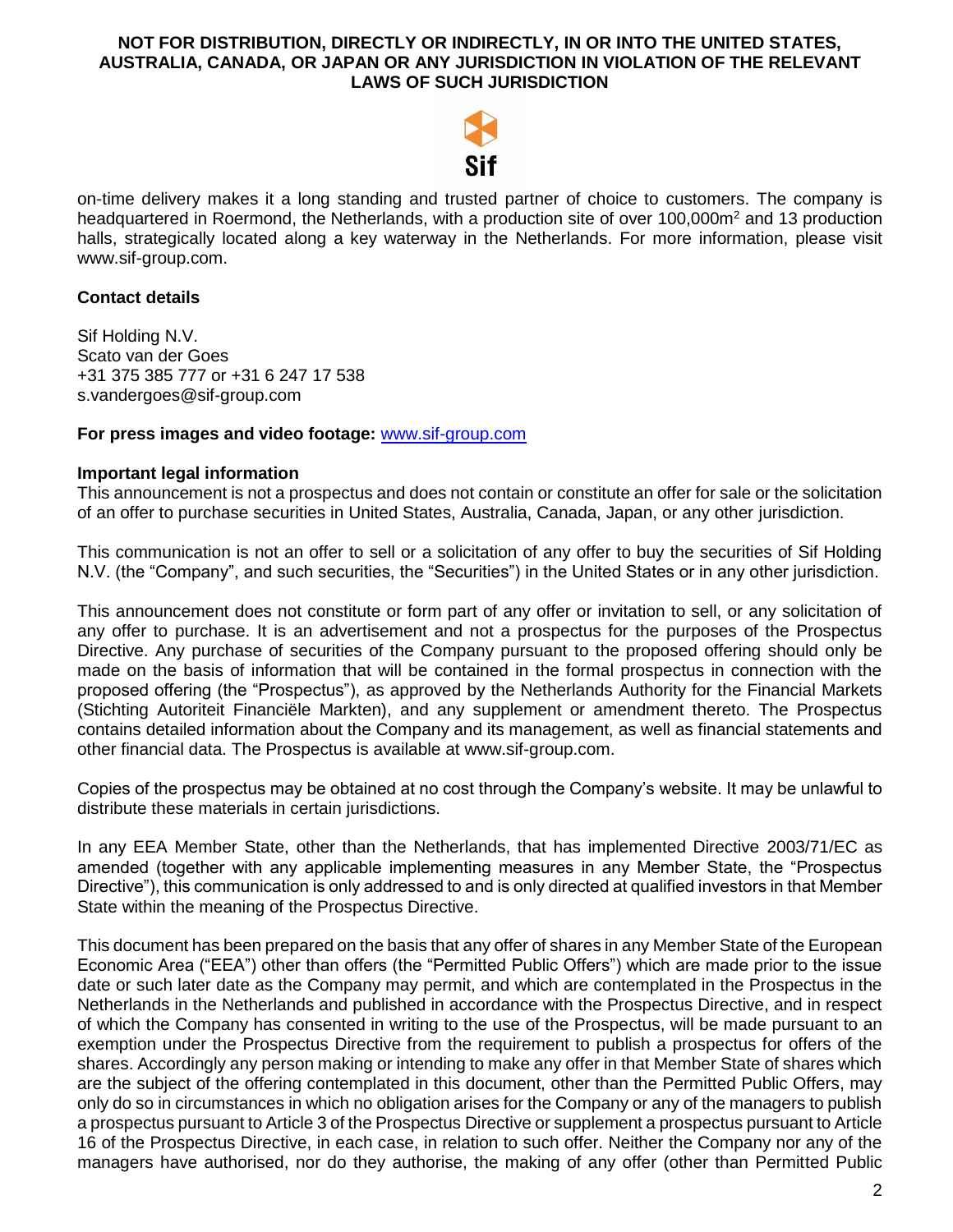on-time delivery makes it a long standing and trusted partner of choice to customers. The company is headquartered in Roermond, the Netherlands, with a production site of over 100,000m$^2$ and 13 production halls, strategically located along a key waterway in the Netherlands. For more information, please visit www.sif-group.com.

**Contact details**

Sif Holding N.V.
Scato van der Goes
+31 375 385 777 or +31 6 247 17 538
s.vandergoes@sif-group.com

**For press images and video footage:** www.sif-group.com

**Important legal information**

This announcement is not a prospectus and does not contain or constitute an offer for sale or the solicitation of an offer to purchase securities in United States, Australia, Canada, Japan, or any other jurisdiction.

This communication is not an offer to sell or a solicitation of any offer to buy the securities of Sif Holding N.V. (the "Company", and such securities, the "Securities") in the United States or in any other jurisdiction.

This announcement does not constitute or form part of any offer or invitation to sell, or any solicitation of any offer to purchase. It is an advertisement and not a prospectus for the purposes of the Prospectus Directive. Any purchase of securities of the Company pursuant to the proposed offering should only be made on the basis of information that will be contained in the formal prospectus in connection with the proposed offering (the "Prospectus"), as approved by the Netherlands Authority for the Financial Markets (Stichting Autoriteit Financiële Markten), and any supplement or amendment thereto. The Prospectus contains detailed information about the Company and its management, as well as financial statements and other financial data. The Prospectus is available at www.sif-group.com.

Copies of the prospectus may be obtained at no cost through the Company's website. It may be unlawful to distribute these materials in certain jurisdictions.

In any EEA Member State, other than the Netherlands, that has implemented Directive 2003/71/EC as amended (together with any applicable implementing measures in any Member State, the "Prospectus Directive"), this communication is only addressed to and is only directed at qualified investors in that Member State within the meaning of the Prospectus Directive.

This document has been prepared on the basis that any offer of shares in any Member State of the European Economic Area ("EEA") other than offers (the "Permitted Public Offers") which are made prior to the issue date or such later date as the Company may permit, and which are contemplated in the Prospectus in the Netherlands in the Netherlands and published in accordance with the Prospectus Directive, and in respect of which the Company has consented in writing to the use of the Prospectus, will be made pursuant to an exemption under the Prospectus Directive from the requirement to publish a prospectus for offers of the shares. Accordingly any person making or intending to make any offer in that Member State of shares which are the subject of the offering contemplated in this document, other than the Permitted Public Offers, may only do so in circumstances in which no obligation arises for the Company or any of the managers to publish a prospectus pursuant to Article 3 of the Prospectus Directive or supplement a prospectus pursuant to Article 16 of the Prospectus Directive, in each case, in relation to such offer. Neither the Company nor any of the managers have authorised, nor do they authorise, the making of any offer (other than Permitted Public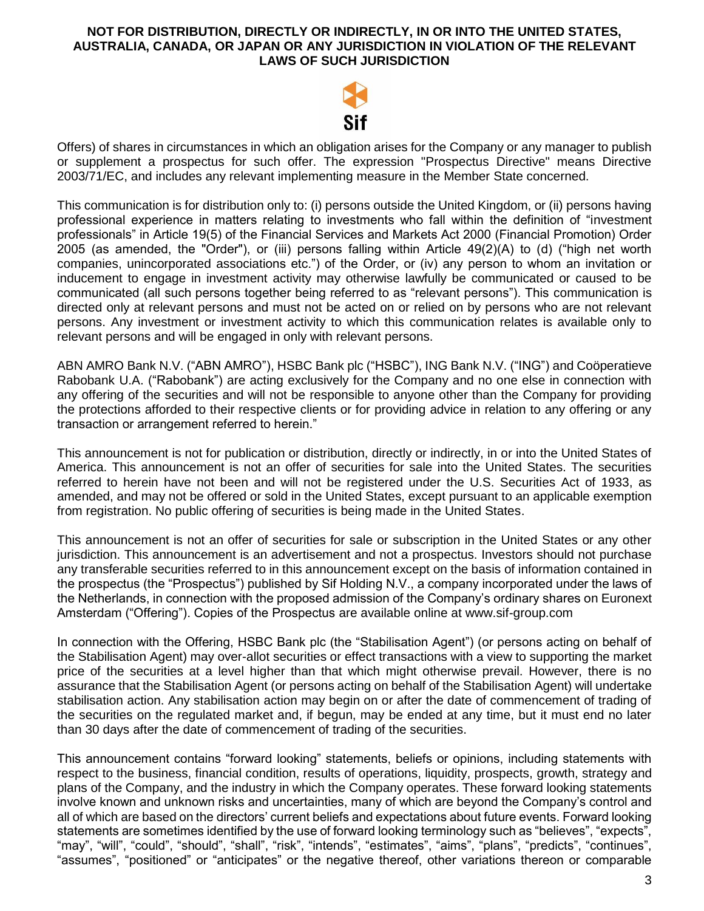Offers) of shares in circumstances in which an obligation arises for the Company or any manager to publish or supplement a prospectus for such offer. The expression "Prospectus Directive" means Directive 2003/71/EC, and includes any relevant implementing measure in the Member State concerned.

This communication is for distribution only to: (i) persons outside the United Kingdom, or (ii) persons having professional experience in matters relating to investments who fall within the definition of "investment professionals" in Article 19(5) of the Financial Services and Markets Act 2000 (Financial Promotion) Order 2005 (as amended, the "Order"), or (iii) persons falling within Article 49(2)(A) to (d) ("high net worth companies, unincorporated associations etc.") of the Order, or (iv) any person to whom an invitation or inducement to engage in investment activity may otherwise lawfully be communicated or caused to be communicated (all such persons together being referred to as "relevant persons"). This communication is directed only at relevant persons and must not be acted on or relied on by persons who are not relevant persons. Any investment or investment activity to which this communication relates is available only to relevant persons and will be engaged in only with relevant persons.

ABN AMRO Bank N.V. ("ABN AMRO"), HSBC Bank plc ("HSBC"), ING Bank N.V. ("ING") and Coöperatieve Rabobank U.A. ("Rabobank") are acting exclusively for the Company and no one else in connection with any offering of the securities and will not be responsible to anyone other than the Company for providing the protections afforded to their respective clients or for providing advice in relation to any offering or any transaction or arrangement referred to herein."

This announcement is not for publication or distribution, directly or indirectly, in or into the United States of America. This announcement is not an offer of securities for sale into the United States. The securities referred to herein have not been and will not be registered under the U.S. Securities Act of 1933, as amended, and may not be offered or sold in the United States, except pursuant to an applicable exemption from registration. No public offering of securities is being made in the United States.

This announcement is not an offer of securities for sale or subscription in the United States or any other jurisdiction. This announcement is an advertisement and not a prospectus. Investors should not purchase any transferable securities referred to in this announcement except on the basis of information contained in the prospectus (the "Prospectus") published by Sif Holding N.V., a company incorporated under the laws of the Netherlands, in connection with the proposed admission of the Company's ordinary shares on Euronext Amsterdam ("Offering"). Copies of the Prospectus are available online at www.sif-group.com

In connection with the Offering, HSBC Bank plc (the "Stabilisation Agent") (or persons acting on behalf of the Stabilisation Agent) may over-allot securities or effect transactions with a view to supporting the market price of the securities at a level higher than that which might otherwise prevail. However, there is no assurance that the Stabilisation Agent (or persons acting on behalf of the Stabilisation Agent) will undertake stabilisation action. Any stabilisation action may begin on or after the date of commencement of trading of the securities on the regulated market and, if begun, may be ended at any time, but it must end no later than 30 days after the date of commencement of trading of the securities.

This announcement contains "forward looking" statements, beliefs or opinions, including statements with respect to the business, financial condition, results of operations, liquidity, prospects, growth, strategy and plans of the Company, and the industry in which the Company operates. These forward looking statements involve known and unknown risks and uncertainties, many of which are beyond the Company's control and all of which are based on the directors' current beliefs and expectations about future events. Forward looking statements are sometimes identified by the use of forward looking terminology such as "believes", "expects", "may", "will", "could", "should", "shall", "risk", "intends", "estimates", "aims", "plans", "predicts", "continues", "assumes", "positioned" or "anticipates" or the negative thereof, other variations thereon or comparable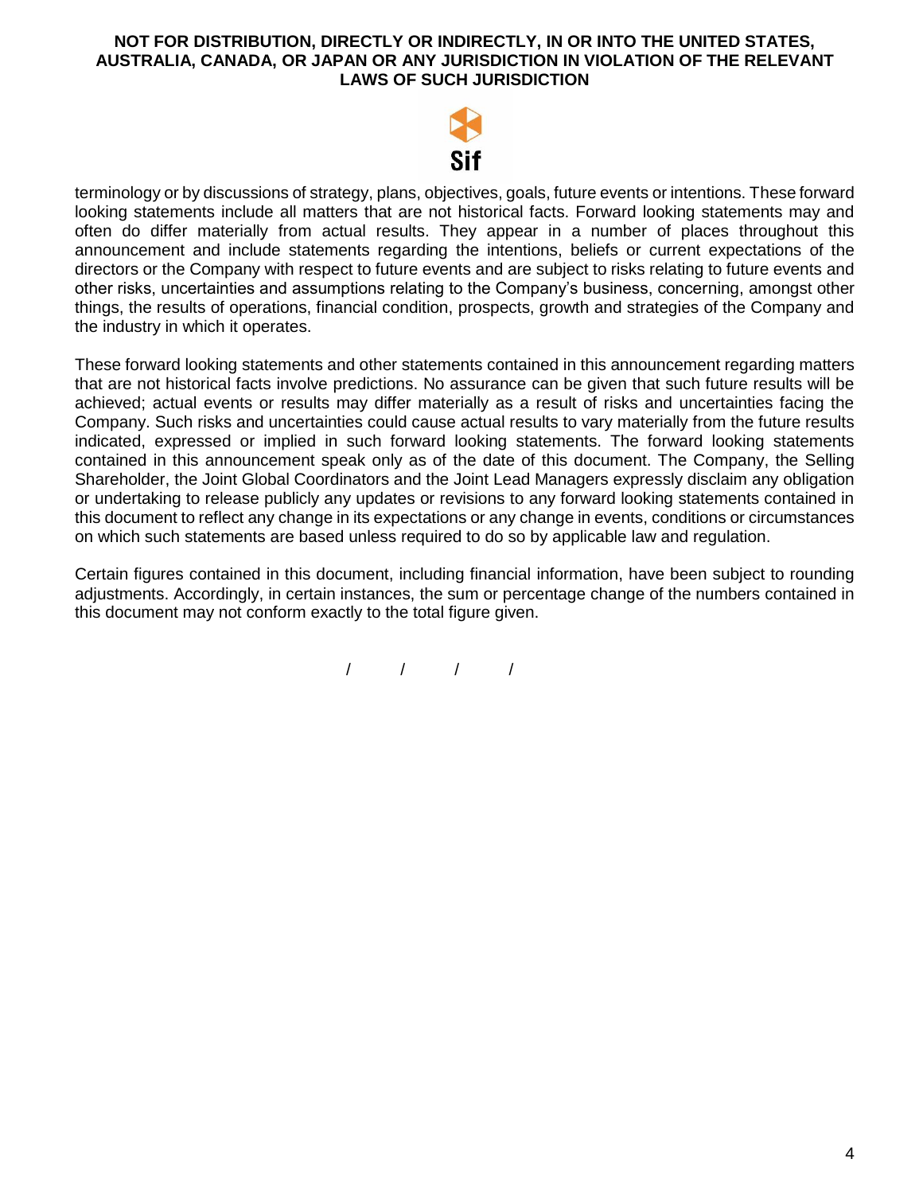terminology or by discussions of strategy, plans, objectives, goals, future events or intentions. These forward looking statements include all matters that are not historical facts. Forward looking statements may and often do differ materially from actual results. They appear in a number of places throughout this announcement and include statements regarding the intentions, beliefs or current expectations of the directors or the Company with respect to future events and are subject to risks relating to future events and other risks, uncertainties and assumptions relating to the Company's business, concerning, amongst other things, the results of operations, financial condition, prospects, growth and strategies of the Company and the industry in which it operates.

These forward looking statements and other statements contained in this announcement regarding matters that are not historical facts involve predictions. No assurance can be given that such future results will be achieved; actual events or results may differ materially as a result of risks and uncertainties facing the Company. Such risks and uncertainties could cause actual results to vary materially from the future results indicated, expressed or implied in such forward looking statements. The forward looking statements contained in this announcement speak only as of the date of this document. The Company, the Selling Shareholder, the Joint Global Coordinators and the Joint Lead Managers expressly disclaim any obligation or undertaking to release publicly any updates or revisions to any forward looking statements contained in this document to reflect any change in its expectations or any change in events, conditions or circumstances on which such statements are based unless required to do so by applicable law and regulation.

Certain figures contained in this document, including financial information, have been subject to rounding adjustments. Accordingly, in certain instances, the sum or percentage change of the numbers contained in this document may not conform exactly to the total figure given.

/ / / /